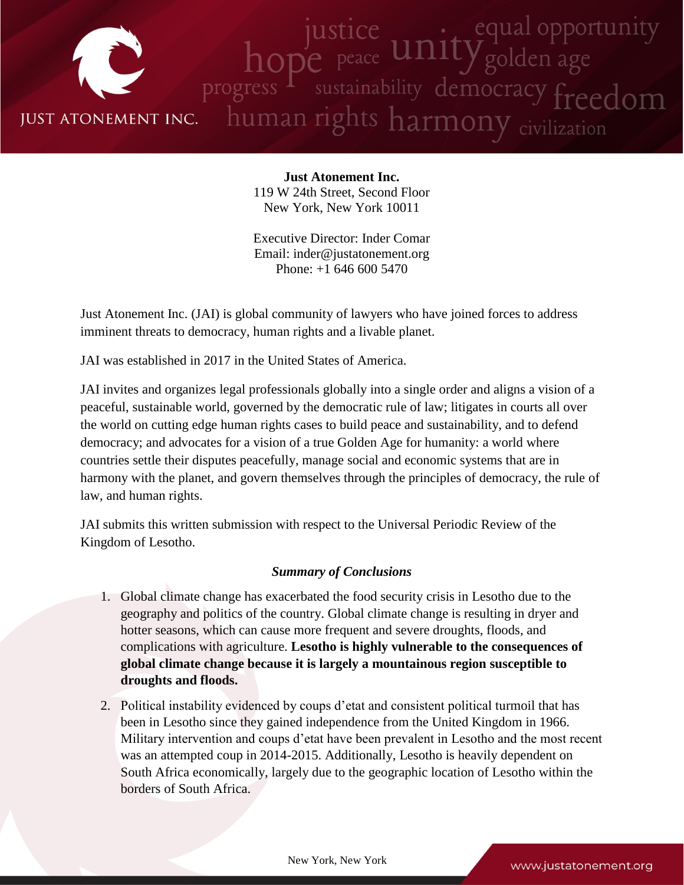**Just Atonement Inc.**
119 W 24th Street, Second Floor
New York, New York 10011

Executive Director: Inder Comar
Email: inder@justatonement.org
Phone: +1 646 600 5470

Just Atonement Inc. (JAI) is global community of lawyers who have joined forces to address imminent threats to democracy, human rights and a livable planet.

JAI was established in 2017 in the United States of America.

JAI invites and organizes legal professionals globally into a single order and aligns a vision of a peaceful, sustainable world, governed by the democratic rule of law; litigates in courts all over the world on cutting edge human rights cases to build peace and sustainability, and to defend democracy; and advocates for a vision of a true Golden Age for humanity: a world where countries settle their disputes peacefully, manage social and economic systems that are in harmony with the planet, and govern themselves through the principles of democracy, the rule of law, and human rights.

JAI submits this written submission with respect to the Universal Periodic Review of the Kingdom of Lesotho.

***Summary of Conclusions***

1. Global climate change has exacerbated the food security crisis in Lesotho due to the geography and politics of the country. Global climate change is resulting in dryer and hotter seasons, which can cause more frequent and severe droughts, floods, and complications with agriculture. **Lesotho is highly vulnerable to the consequences of global climate change because it is largely a mountainous region susceptible to droughts and floods.**
2. Political instability evidenced by coups d'etat and consistent political turmoil that has been in Lesotho since they gained independence from the United Kingdom in 1966. Military intervention and coups d'etat have been prevalent in Lesotho and the most recent was an attempted coup in 2014-2015. Additionally, Lesotho is heavily dependent on South Africa economically, largely due to the geographic location of Lesotho within the borders of South Africa.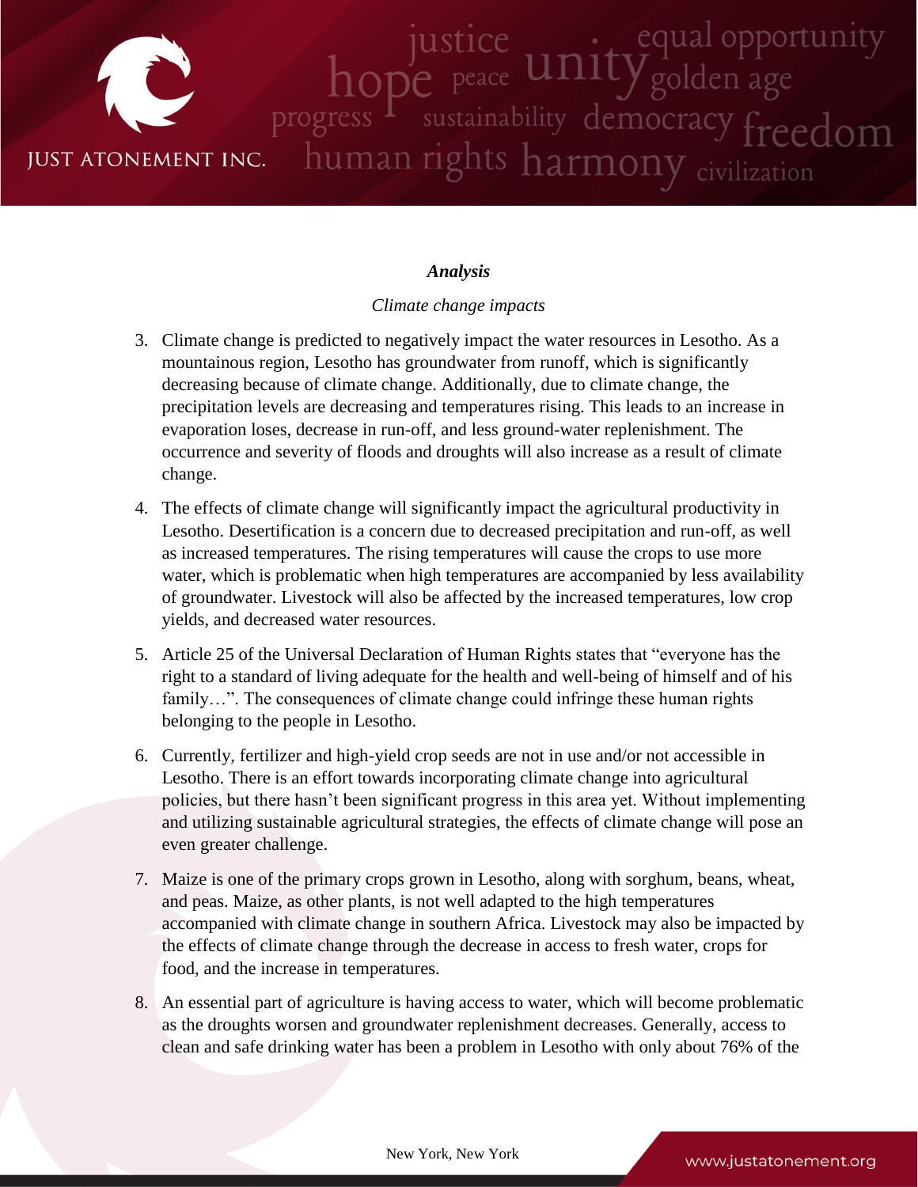### *Analysis*

*Climate change impacts*

3. Climate change is predicted to negatively impact the water resources in Lesotho. As a mountainous region, Lesotho has groundwater from runoff, which is significantly decreasing because of climate change. Additionally, due to climate change, the precipitation levels are decreasing and temperatures rising. This leads to an increase in evaporation loses, decrease in run-off, and less ground-water replenishment. The occurrence and severity of floods and droughts will also increase as a result of climate change.

4. The effects of climate change will significantly impact the agricultural productivity in Lesotho. Desertification is a concern due to decreased precipitation and run-off, as well as increased temperatures. The rising temperatures will cause the crops to use more water, which is problematic when high temperatures are accompanied by less availability of groundwater. Livestock will also be affected by the increased temperatures, low crop yields, and decreased water resources.

5. Article 25 of the Universal Declaration of Human Rights states that "everyone has the right to a standard of living adequate for the health and well-being of himself and of his family…". The consequences of climate change could infringe these human rights belonging to the people in Lesotho.

6. Currently, fertilizer and high-yield crop seeds are not in use and/or not accessible in Lesotho. There is an effort towards incorporating climate change into agricultural policies, but there hasn't been significant progress in this area yet. Without implementing and utilizing sustainable agricultural strategies, the effects of climate change will pose an even greater challenge.

7. Maize is one of the primary crops grown in Lesotho, along with sorghum, beans, wheat, and peas. Maize, as other plants, is not well adapted to the high temperatures accompanied with climate change in southern Africa. Livestock may also be impacted by the effects of climate change through the decrease in access to fresh water, crops for food, and the increase in temperatures.

8. An essential part of agriculture is having access to water, which will become problematic as the droughts worsen and groundwater replenishment decreases. Generally, access to clean and safe drinking water has been a problem in Lesotho with only about 76% of the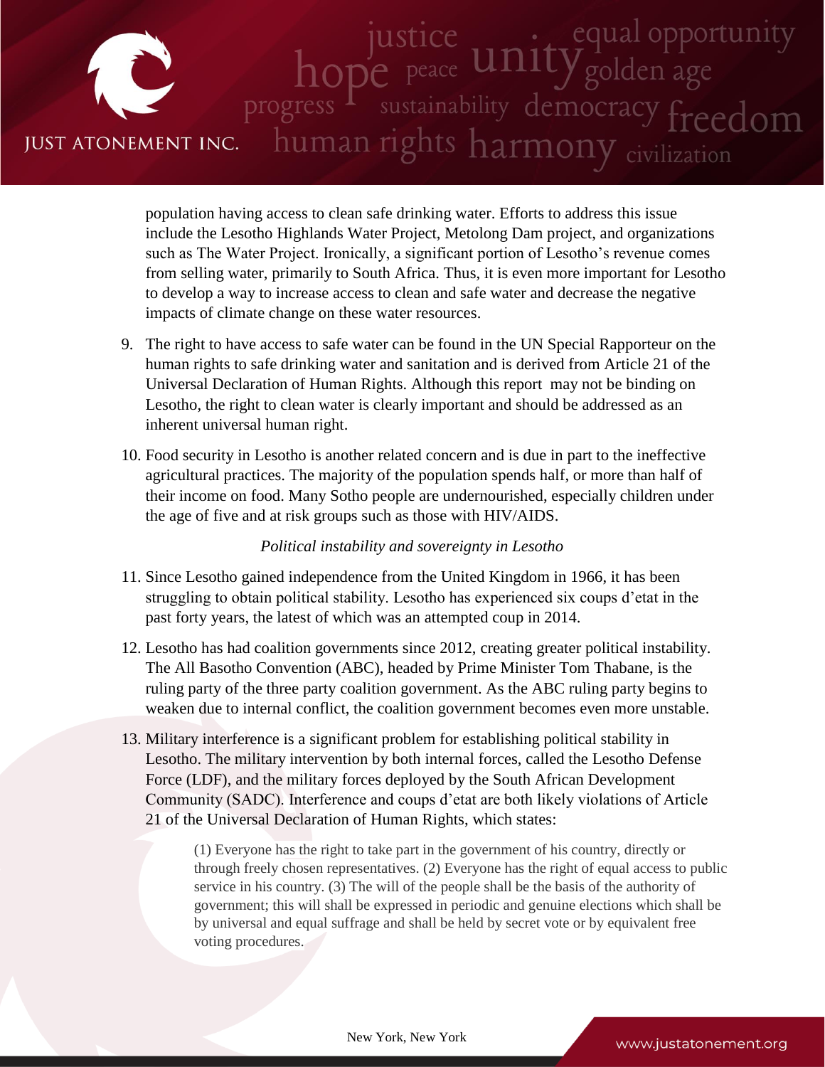population having access to clean safe drinking water. Efforts to address this issue include the Lesotho Highlands Water Project, Metolong Dam project, and organizations such as The Water Project. Ironically, a significant portion of Lesotho's revenue comes from selling water, primarily to South Africa. Thus, it is even more important for Lesotho to develop a way to increase access to clean and safe water and decrease the negative impacts of climate change on these water resources.

9. The right to have access to safe water can be found in the UN Special Rapporteur on the human rights to safe drinking water and sanitation and is derived from Article 21 of the Universal Declaration of Human Rights. Although this report may not be binding on Lesotho, the right to clean water is clearly important and should be addressed as an inherent universal human right.

10. Food security in Lesotho is another related concern and is due in part to the ineffective agricultural practices. The majority of the population spends half, or more than half of their income on food. Many Sotho people are undernourished, especially children under the age of five and at risk groups such as those with HIV/AIDS.

*Political instability and sovereignty in Lesotho*

11. Since Lesotho gained independence from the United Kingdom in 1966, it has been struggling to obtain political stability. Lesotho has experienced six coups d'etat in the past forty years, the latest of which was an attempted coup in 2014.

12. Lesotho has had coalition governments since 2012, creating greater political instability. The All Basotho Convention (ABC), headed by Prime Minister Tom Thabane, is the ruling party of the three party coalition government. As the ABC ruling party begins to weaken due to internal conflict, the coalition government becomes even more unstable.

13. Military interference is a significant problem for establishing political stability in Lesotho. The military intervention by both internal forces, called the Lesotho Defense Force (LDF), and the military forces deployed by the South African Development Community (SADC). Interference and coups d'etat are both likely violations of Article 21 of the Universal Declaration of Human Rights, which states:

> (1) Everyone has the right to take part in the government of his country, directly or through freely chosen representatives. (2) Everyone has the right of equal access to public service in his country. (3) The will of the people shall be the basis of the authority of government; this will shall be expressed in periodic and genuine elections which shall be by universal and equal suffrage and shall be held by secret vote or by equivalent free voting procedures.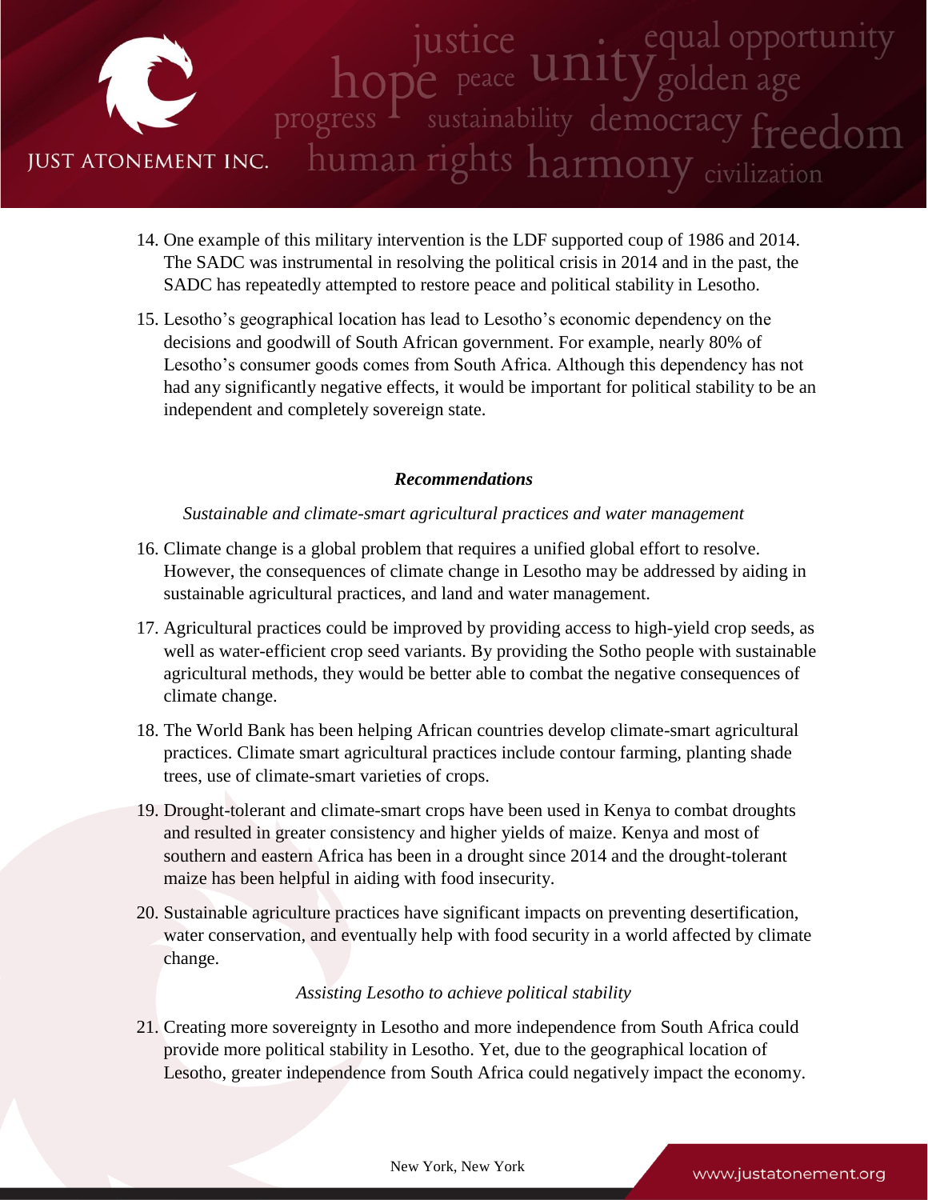14. One example of this military intervention is the LDF supported coup of 1986 and 2014. The SADC was instrumental in resolving the political crisis in 2014 and in the past, the SADC has repeatedly attempted to restore peace and political stability in Lesotho.

15. Lesotho's geographical location has lead to Lesotho's economic dependency on the decisions and goodwill of South African government. For example, nearly 80% of Lesotho's consumer goods comes from South Africa. Although this dependency has not had any significantly negative effects, it would be important for political stability to be an independent and completely sovereign state.

### *Recommendations*

*Sustainable and climate-smart agricultural practices and water management*

16. Climate change is a global problem that requires a unified global effort to resolve. However, the consequences of climate change in Lesotho may be addressed by aiding in sustainable agricultural practices, and land and water management.

17. Agricultural practices could be improved by providing access to high-yield crop seeds, as well as water-efficient crop seed variants. By providing the Sotho people with sustainable agricultural methods, they would be better able to combat the negative consequences of climate change.

18. The World Bank has been helping African countries develop climate-smart agricultural practices. Climate smart agricultural practices include contour farming, planting shade trees, use of climate-smart varieties of crops.

19. Drought-tolerant and climate-smart crops have been used in Kenya to combat droughts and resulted in greater consistency and higher yields of maize. Kenya and most of southern and eastern Africa has been in a drought since 2014 and the drought-tolerant maize has been helpful in aiding with food insecurity.

20. Sustainable agriculture practices have significant impacts on preventing desertification, water conservation, and eventually help with food security in a world affected by climate change.

*Assisting Lesotho to achieve political stability*

21. Creating more sovereignty in Lesotho and more independence from South Africa could provide more political stability in Lesotho. Yet, due to the geographical location of Lesotho, greater independence from South Africa could negatively impact the economy.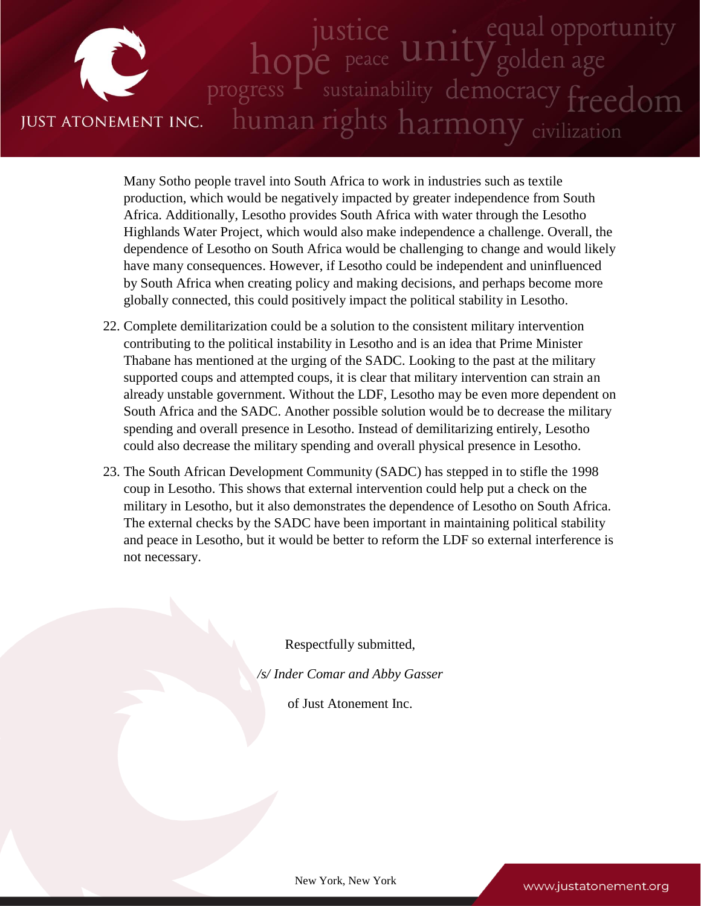Many Sotho people travel into South Africa to work in industries such as textile production, which would be negatively impacted by greater independence from South Africa. Additionally, Lesotho provides South Africa with water through the Lesotho Highlands Water Project, which would also make independence a challenge. Overall, the dependence of Lesotho on South Africa would be challenging to change and would likely have many consequences. However, if Lesotho could be independent and uninfluenced by South Africa when creating policy and making decisions, and perhaps become more globally connected, this could positively impact the political stability in Lesotho.

22. Complete demilitarization could be a solution to the consistent military intervention contributing to the political instability in Lesotho and is an idea that Prime Minister Thabane has mentioned at the urging of the SADC. Looking to the past at the military supported coups and attempted coups, it is clear that military intervention can strain an already unstable government. Without the LDF, Lesotho may be even more dependent on South Africa and the SADC. Another possible solution would be to decrease the military spending and overall presence in Lesotho. Instead of demilitarizing entirely, Lesotho could also decrease the military spending and overall physical presence in Lesotho.

23. The South African Development Community (SADC) has stepped in to stifle the 1998 coup in Lesotho. This shows that external intervention could help put a check on the military in Lesotho, but it also demonstrates the dependence of Lesotho on South Africa. The external checks by the SADC have been important in maintaining political stability and peace in Lesotho, but it would be better to reform the LDF so external interference is not necessary.

Respectfully submitted,

*/s/ Inder Comar and Abby Gasser*

of Just Atonement Inc.